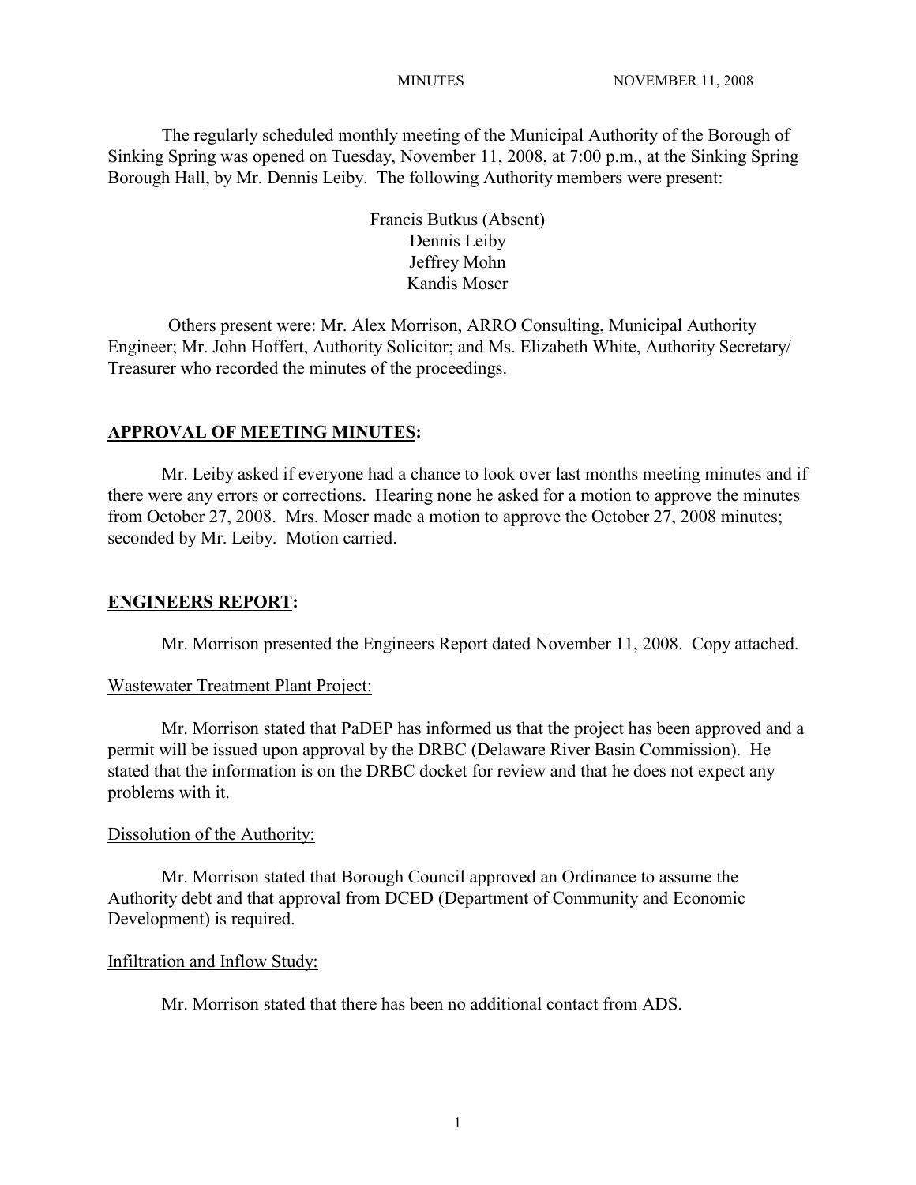MINUTES NOVEMBER 11, 2008

The regularly scheduled monthly meeting of the Municipal Authority of the Borough of Sinking Spring was opened on Tuesday, November 11, 2008, at 7:00 p.m., at the Sinking Spring Borough Hall, by Mr. Dennis Leiby. The following Authority members were present:

Francis Butkus (Absent)
Dennis Leiby
Jeffrey Mohn
Kandis Moser

Others present were: Mr. Alex Morrison, ARRO Consulting, Municipal Authority Engineer; Mr. John Hoffert, Authority Solicitor; and Ms. Elizabeth White, Authority Secretary/ Treasurer who recorded the minutes of the proceedings.

## APPROVAL OF MEETING MINUTES:

Mr. Leiby asked if everyone had a chance to look over last months meeting minutes and if there were any errors or corrections. Hearing none he asked for a motion to approve the minutes from October 27, 2008. Mrs. Moser made a motion to approve the October 27, 2008 minutes; seconded by Mr. Leiby. Motion carried.

## ENGINEERS REPORT:

Mr. Morrison presented the Engineers Report dated November 11, 2008. Copy attached.

### Wastewater Treatment Plant Project:

Mr. Morrison stated that PaDEP has informed us that the project has been approved and a permit will be issued upon approval by the DRBC (Delaware River Basin Commission). He stated that the information is on the DRBC docket for review and that he does not expect any problems with it.

### Dissolution of the Authority:

Mr. Morrison stated that Borough Council approved an Ordinance to assume the Authority debt and that approval from DCED (Department of Community and Economic Development) is required.

### Infiltration and Inflow Study:

Mr. Morrison stated that there has been no additional contact from ADS.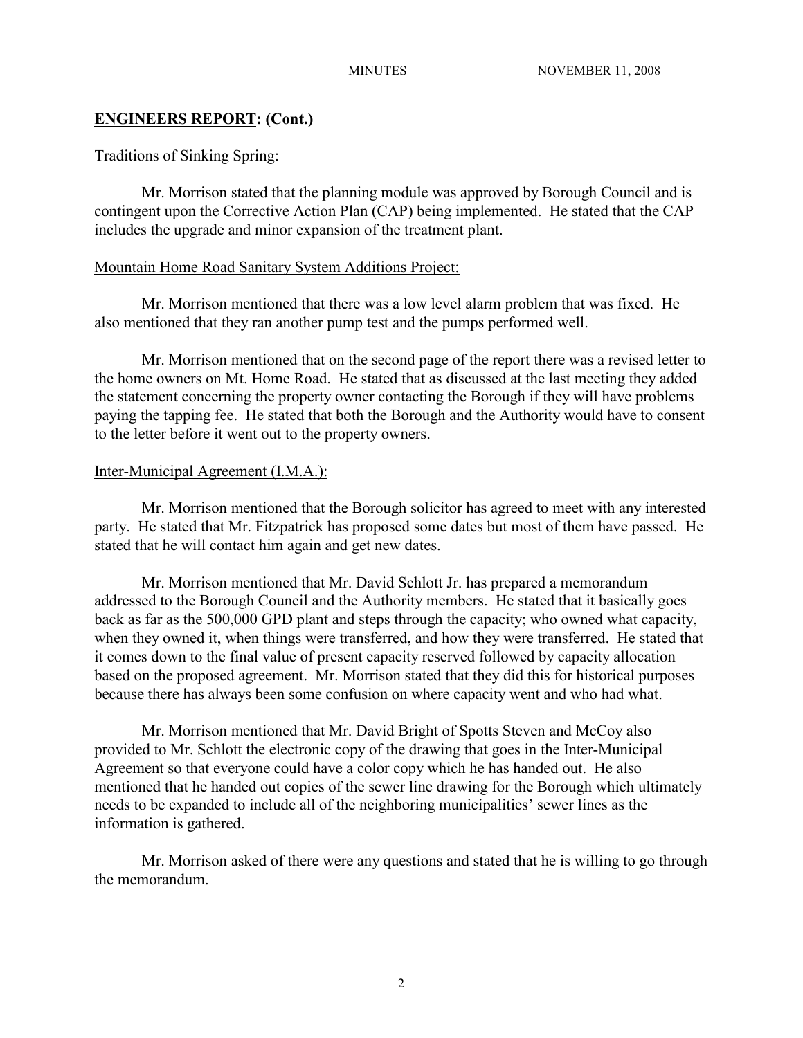## ENGINEERS REPORT: (Cont.)

Traditions of Sinking Spring:

Mr. Morrison stated that the planning module was approved by Borough Council and is contingent upon the Corrective Action Plan (CAP) being implemented. He stated that the CAP includes the upgrade and minor expansion of the treatment plant.

Mountain Home Road Sanitary System Additions Project:

Mr. Morrison mentioned that there was a low level alarm problem that was fixed. He also mentioned that they ran another pump test and the pumps performed well.

Mr. Morrison mentioned that on the second page of the report there was a revised letter to the home owners on Mt. Home Road. He stated that as discussed at the last meeting they added the statement concerning the property owner contacting the Borough if they will have problems paying the tapping fee. He stated that both the Borough and the Authority would have to consent to the letter before it went out to the property owners.

Inter-Municipal Agreement (I.M.A.):

Mr. Morrison mentioned that the Borough solicitor has agreed to meet with any interested party. He stated that Mr. Fitzpatrick has proposed some dates but most of them have passed. He stated that he will contact him again and get new dates.

Mr. Morrison mentioned that Mr. David Schlott Jr. has prepared a memorandum addressed to the Borough Council and the Authority members. He stated that it basically goes back as far as the 500,000 GPD plant and steps through the capacity; who owned what capacity, when they owned it, when things were transferred, and how they were transferred. He stated that it comes down to the final value of present capacity reserved followed by capacity allocation based on the proposed agreement. Mr. Morrison stated that they did this for historical purposes because there has always been some confusion on where capacity went and who had what.

Mr. Morrison mentioned that Mr. David Bright of Spotts Steven and McCoy also provided to Mr. Schlott the electronic copy of the drawing that goes in the Inter-Municipal Agreement so that everyone could have a color copy which he has handed out. He also mentioned that he handed out copies of the sewer line drawing for the Borough which ultimately needs to be expanded to include all of the neighboring municipalities' sewer lines as the information is gathered.

Mr. Morrison asked of there were any questions and stated that he is willing to go through the memorandum.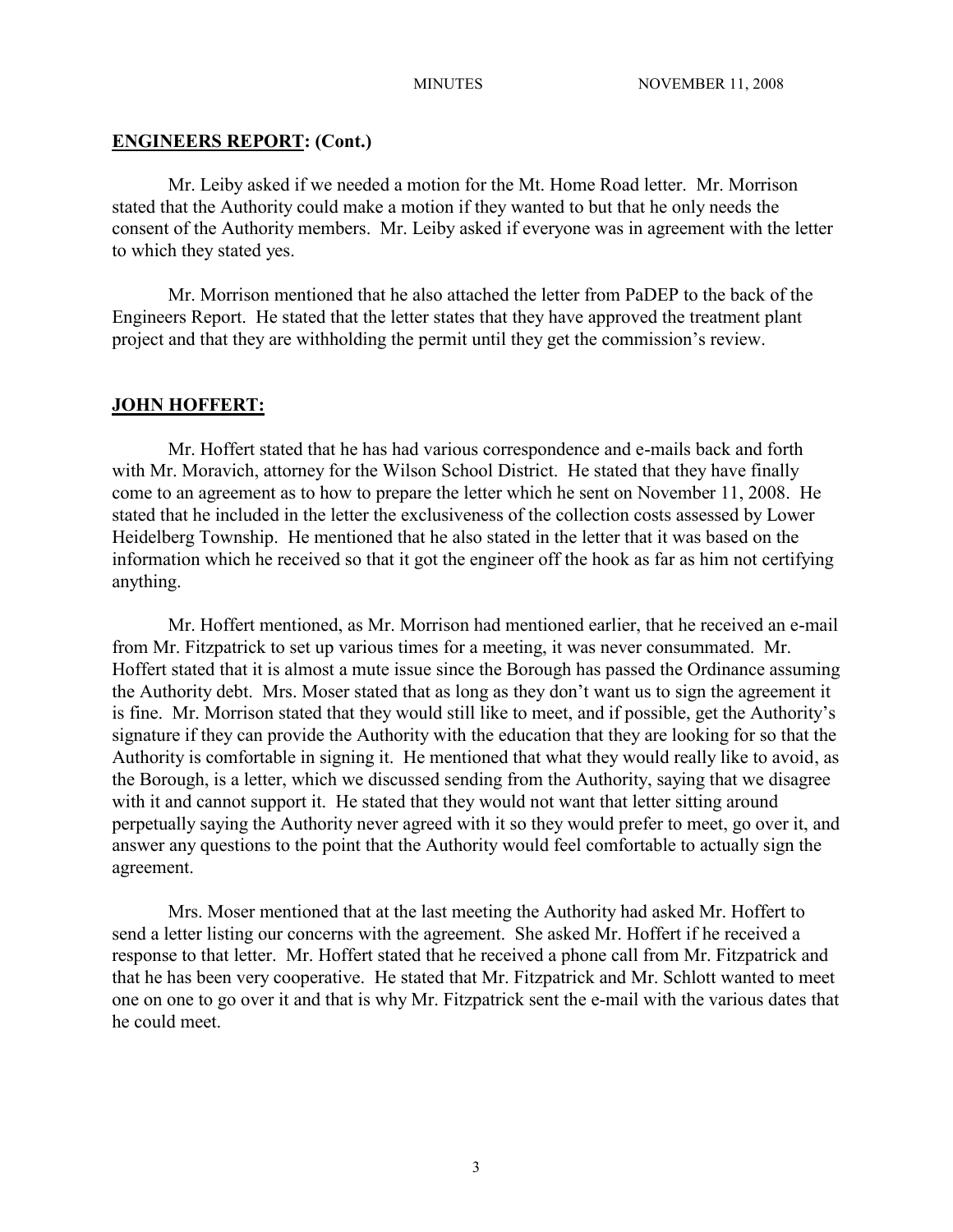**ENGINEERS REPORT: (Cont.)**

Mr. Leiby asked if we needed a motion for the Mt. Home Road letter. Mr. Morrison stated that the Authority could make a motion if they wanted to but that he only needs the consent of the Authority members. Mr. Leiby asked if everyone was in agreement with the letter to which they stated yes.

Mr. Morrison mentioned that he also attached the letter from PaDEP to the back of the Engineers Report. He stated that the letter states that they have approved the treatment plant project and that they are withholding the permit until they get the commission's review.

**JOHN HOFFERT:**

Mr. Hoffert stated that he has had various correspondence and e-mails back and forth with Mr. Moravich, attorney for the Wilson School District. He stated that they have finally come to an agreement as to how to prepare the letter which he sent on November 11, 2008. He stated that he included in the letter the exclusiveness of the collection costs assessed by Lower Heidelberg Township. He mentioned that he also stated in the letter that it was based on the information which he received so that it got the engineer off the hook as far as him not certifying anything.

Mr. Hoffert mentioned, as Mr. Morrison had mentioned earlier, that he received an e-mail from Mr. Fitzpatrick to set up various times for a meeting, it was never consummated. Mr. Hoffert stated that it is almost a mute issue since the Borough has passed the Ordinance assuming the Authority debt. Mrs. Moser stated that as long as they don't want us to sign the agreement it is fine. Mr. Morrison stated that they would still like to meet, and if possible, get the Authority's signature if they can provide the Authority with the education that they are looking for so that the Authority is comfortable in signing it. He mentioned that what they would really like to avoid, as the Borough, is a letter, which we discussed sending from the Authority, saying that we disagree with it and cannot support it. He stated that they would not want that letter sitting around perpetually saying the Authority never agreed with it so they would prefer to meet, go over it, and answer any questions to the point that the Authority would feel comfortable to actually sign the agreement.

Mrs. Moser mentioned that at the last meeting the Authority had asked Mr. Hoffert to send a letter listing our concerns with the agreement. She asked Mr. Hoffert if he received a response to that letter. Mr. Hoffert stated that he received a phone call from Mr. Fitzpatrick and that he has been very cooperative. He stated that Mr. Fitzpatrick and Mr. Schlott wanted to meet one on one to go over it and that is why Mr. Fitzpatrick sent the e-mail with the various dates that he could meet.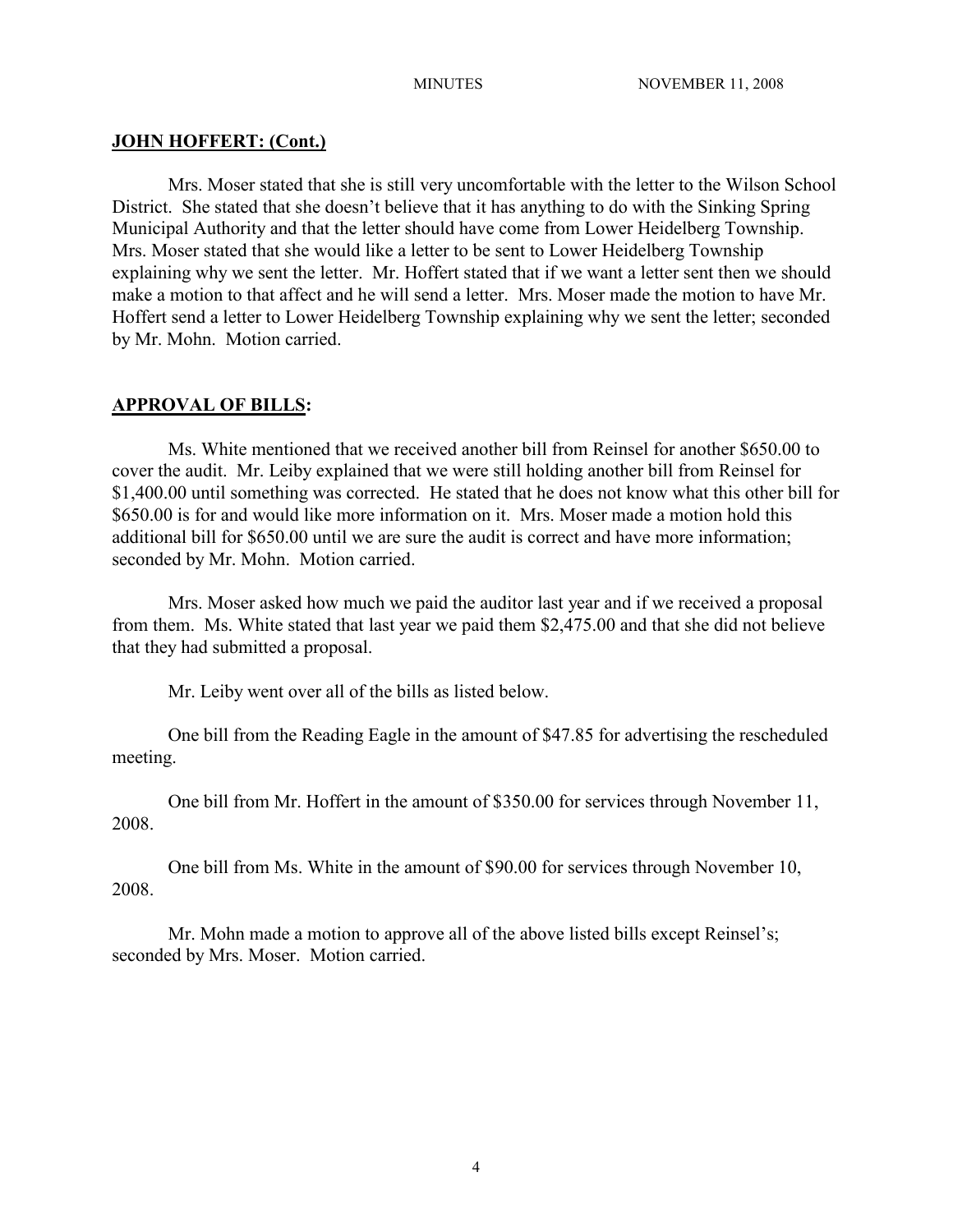## JOHN HOFFERT: (Cont.)

Mrs. Moser stated that she is still very uncomfortable with the letter to the Wilson School District. She stated that she doesn't believe that it has anything to do with the Sinking Spring Municipal Authority and that the letter should have come from Lower Heidelberg Township. Mrs. Moser stated that she would like a letter to be sent to Lower Heidelberg Township explaining why we sent the letter. Mr. Hoffert stated that if we want a letter sent then we should make a motion to that affect and he will send a letter. Mrs. Moser made the motion to have Mr. Hoffert send a letter to Lower Heidelberg Township explaining why we sent the letter; seconded by Mr. Mohn. Motion carried.

## APPROVAL OF BILLS:

Ms. White mentioned that we received another bill from Reinsel for another $650.00 to cover the audit. Mr. Leiby explained that we were still holding another bill from Reinsel for $1,400.00 until something was corrected. He stated that he does not know what this other bill for $650.00 is for and would like more information on it. Mrs. Moser made a motion hold this additional bill for $650.00 until we are sure the audit is correct and have more information; seconded by Mr. Mohn. Motion carried.

Mrs. Moser asked how much we paid the auditor last year and if we received a proposal from them. Ms. White stated that last year we paid them $2,475.00 and that she did not believe that they had submitted a proposal.

Mr. Leiby went over all of the bills as listed below.

One bill from the Reading Eagle in the amount of $47.85 for advertising the rescheduled meeting.

One bill from Mr. Hoffert in the amount of $350.00 for services through November 11, 2008.

One bill from Ms. White in the amount of $90.00 for services through November 10, 2008.

Mr. Mohn made a motion to approve all of the above listed bills except Reinsel's; seconded by Mrs. Moser. Motion carried.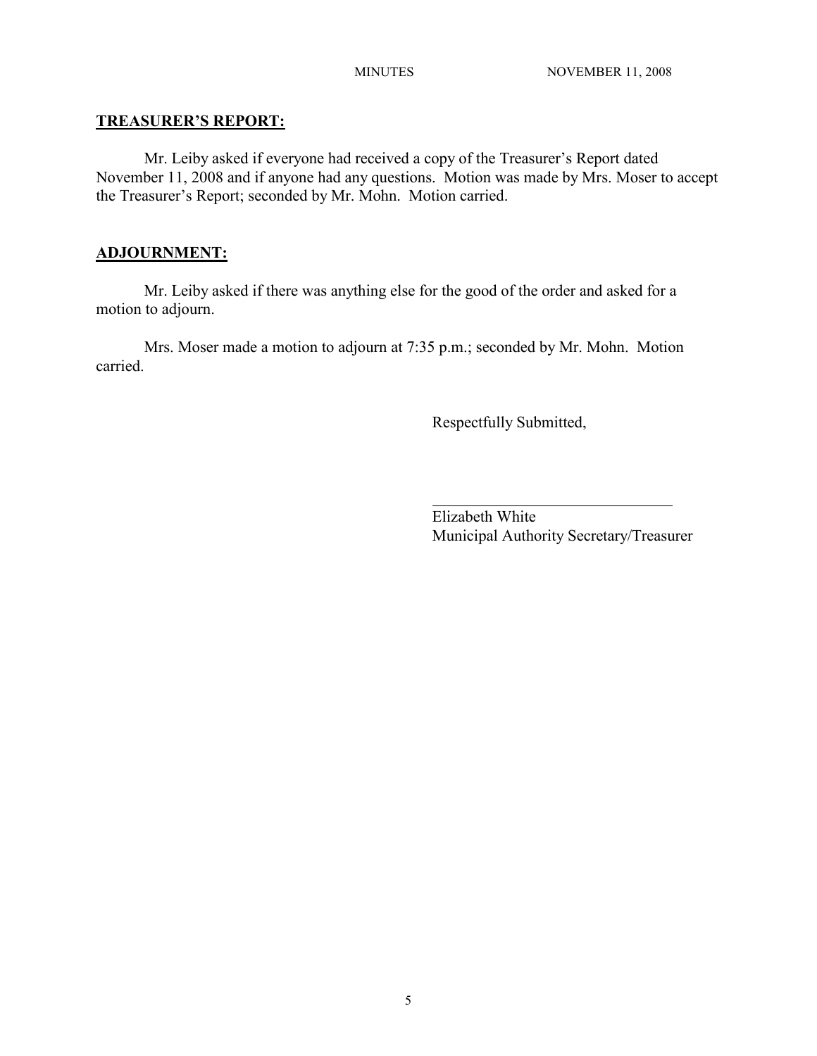**TREASURER'S REPORT:**

Mr. Leiby asked if everyone had received a copy of the Treasurer's Report dated November 11, 2008 and if anyone had any questions. Motion was made by Mrs. Moser to accept the Treasurer's Report; seconded by Mr. Mohn. Motion carried.

**ADJOURNMENT:**

Mr. Leiby asked if there was anything else for the good of the order and asked for a motion to adjourn.

Mrs. Moser made a motion to adjourn at 7:35 p.m.; seconded by Mr. Mohn. Motion carried.

Respectfully Submitted,

\_\_\_\_\_\_\_\_\_\_\_\_\_\_\_\_\_\_\_\_\_\_\_\_\_\_\_\_\_\_

Elizabeth White
Municipal Authority Secretary/Treasurer